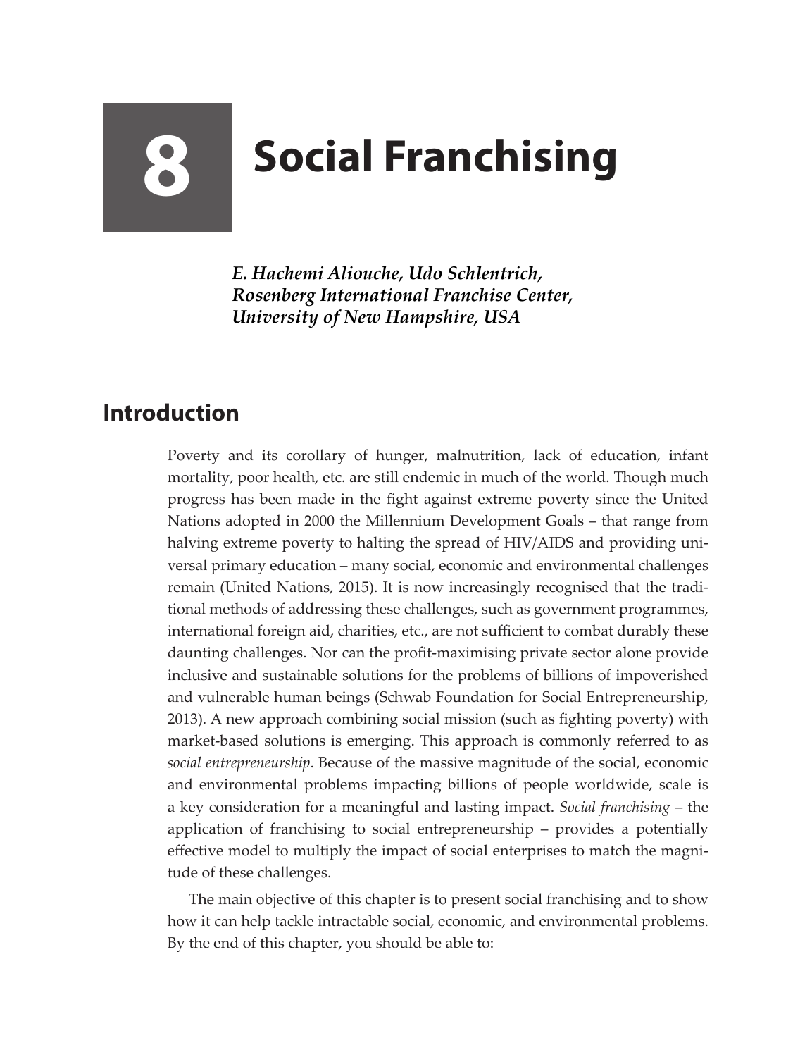# 8 Social Franchising

***E. Hachemi Aliouche, Udo Schlentrich, Rosenberg International Franchise Center, University of New Hampshire, USA***

## Introduction

Poverty and its corollary of hunger, malnutrition, lack of education, infant mortality, poor health, etc. are still endemic in much of the world. Though much progress has been made in the fight against extreme poverty since the United Nations adopted in 2000 the Millennium Development Goals – that range from halving extreme poverty to halting the spread of HIV/AIDS and providing universal primary education – many social, economic and environmental challenges remain (United Nations, 2015). It is now increasingly recognised that the traditional methods of addressing these challenges, such as government programmes, international foreign aid, charities, etc., are not sufficient to combat durably these daunting challenges. Nor can the profit-maximising private sector alone provide inclusive and sustainable solutions for the problems of billions of impoverished and vulnerable human beings (Schwab Foundation for Social Entrepreneurship, 2013). A new approach combining social mission (such as fighting poverty) with market-based solutions is emerging. This approach is commonly referred to as *social entrepreneurship*. Because of the massive magnitude of the social, economic and environmental problems impacting billions of people worldwide, scale is a key consideration for a meaningful and lasting impact. *Social franchising* – the application of franchising to social entrepreneurship – provides a potentially effective model to multiply the impact of social enterprises to match the magnitude of these challenges.

The main objective of this chapter is to present social franchising and to show how it can help tackle intractable social, economic, and environmental problems. By the end of this chapter, you should be able to: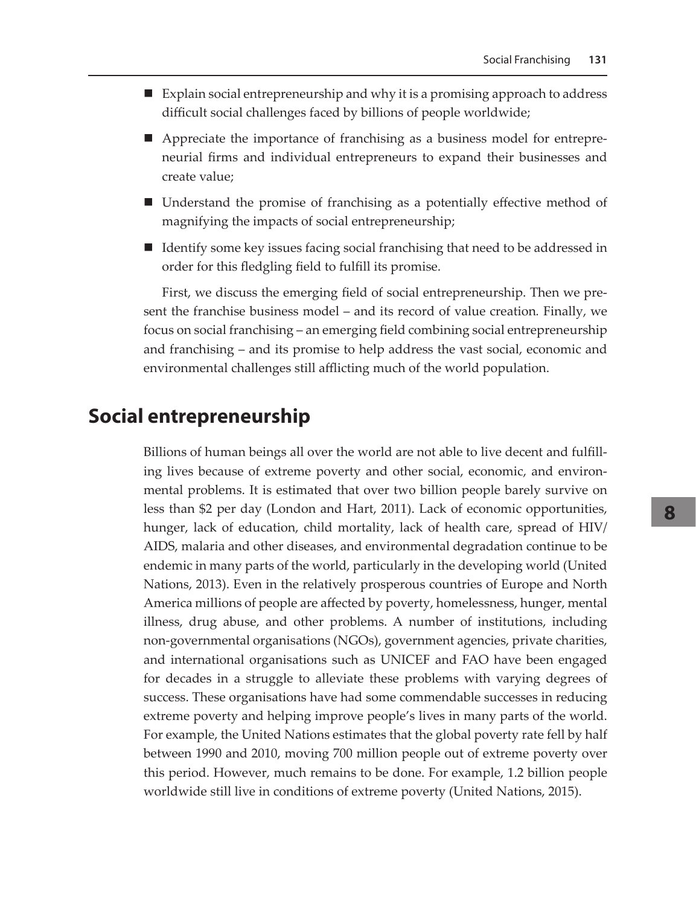- Explain social entrepreneurship and why it is a promising approach to address difficult social challenges faced by billions of people worldwide;
- Appreciate the importance of franchising as a business model for entrepreneurial firms and individual entrepreneurs to expand their businesses and create value;
- Understand the promise of franchising as a potentially effective method of magnifying the impacts of social entrepreneurship;
- Identify some key issues facing social franchising that need to be addressed in order for this fledgling field to fulfill its promise.

First, we discuss the emerging field of social entrepreneurship. Then we present the franchise business model – and its record of value creation. Finally, we focus on social franchising – an emerging field combining social entrepreneurship and franchising – and its promise to help address the vast social, economic and environmental challenges still afflicting much of the world population.

## Social entrepreneurship

Billions of human beings all over the world are not able to live decent and fulfilling lives because of extreme poverty and other social, economic, and environmental problems. It is estimated that over two billion people barely survive on less than $2 per day (London and Hart, 2011). Lack of economic opportunities, hunger, lack of education, child mortality, lack of health care, spread of HIV/AIDS, malaria and other diseases, and environmental degradation continue to be endemic in many parts of the world, particularly in the developing world (United Nations, 2013). Even in the relatively prosperous countries of Europe and North America millions of people are affected by poverty, homelessness, hunger, mental illness, drug abuse, and other problems. A number of institutions, including non-governmental organisations (NGOs), government agencies, private charities, and international organisations such as UNICEF and FAO have been engaged for decades in a struggle to alleviate these problems with varying degrees of success. These organisations have had some commendable successes in reducing extreme poverty and helping improve people's lives in many parts of the world. For example, the United Nations estimates that the global poverty rate fell by half between 1990 and 2010, moving 700 million people out of extreme poverty over this period. However, much remains to be done. For example, 1.2 billion people worldwide still live in conditions of extreme poverty (United Nations, 2015).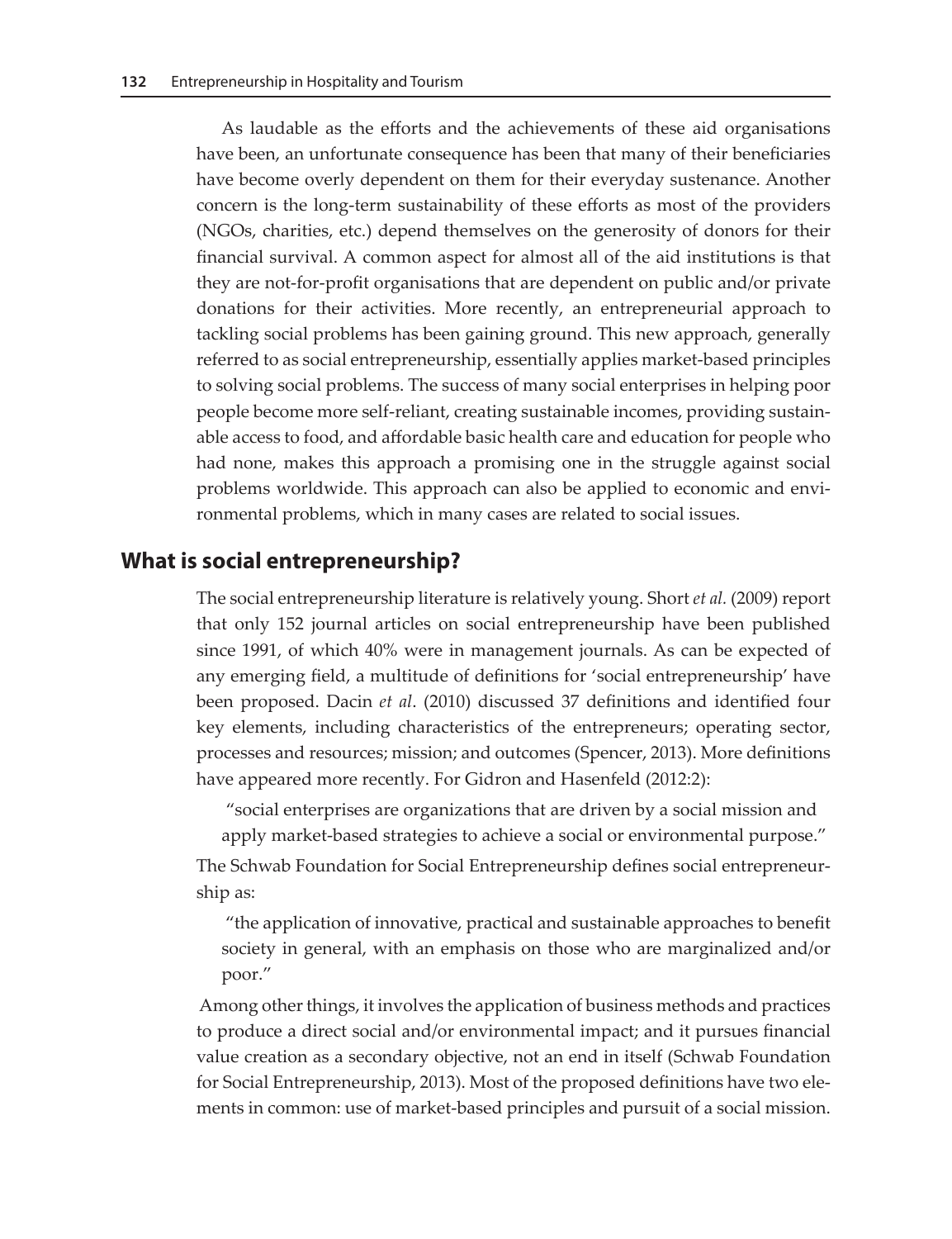As laudable as the efforts and the achievements of these aid organisations have been, an unfortunate consequence has been that many of their beneficiaries have become overly dependent on them for their everyday sustenance. Another concern is the long-term sustainability of these efforts as most of the providers (NGOs, charities, etc.) depend themselves on the generosity of donors for their financial survival. A common aspect for almost all of the aid institutions is that they are not-for-profit organisations that are dependent on public and/or private donations for their activities. More recently, an entrepreneurial approach to tackling social problems has been gaining ground. This new approach, generally referred to as social entrepreneurship, essentially applies market-based principles to solving social problems. The success of many social enterprises in helping poor people become more self-reliant, creating sustainable incomes, providing sustainable access to food, and affordable basic health care and education for people who had none, makes this approach a promising one in the struggle against social problems worldwide. This approach can also be applied to economic and environmental problems, which in many cases are related to social issues.

## What is social entrepreneurship?

The social entrepreneurship literature is relatively young. Short *et al.* (2009) report that only 152 journal articles on social entrepreneurship have been published since 1991, of which 40% were in management journals. As can be expected of any emerging field, a multitude of definitions for 'social entrepreneurship' have been proposed. Dacin *et al*. (2010) discussed 37 definitions and identified four key elements, including characteristics of the entrepreneurs; operating sector, processes and resources; mission; and outcomes (Spencer, 2013). More definitions have appeared more recently. For Gidron and Hasenfeld (2012:2):

> "social enterprises are organizations that are driven by a social mission and apply market-based strategies to achieve a social or environmental purpose."

The Schwab Foundation for Social Entrepreneurship defines social entrepreneurship as:

> "the application of innovative, practical and sustainable approaches to benefit society in general, with an emphasis on those who are marginalized and/or poor."

Among other things, it involves the application of business methods and practices to produce a direct social and/or environmental impact; and it pursues financial value creation as a secondary objective, not an end in itself (Schwab Foundation for Social Entrepreneurship, 2013). Most of the proposed definitions have two elements in common: use of market-based principles and pursuit of a social mission.